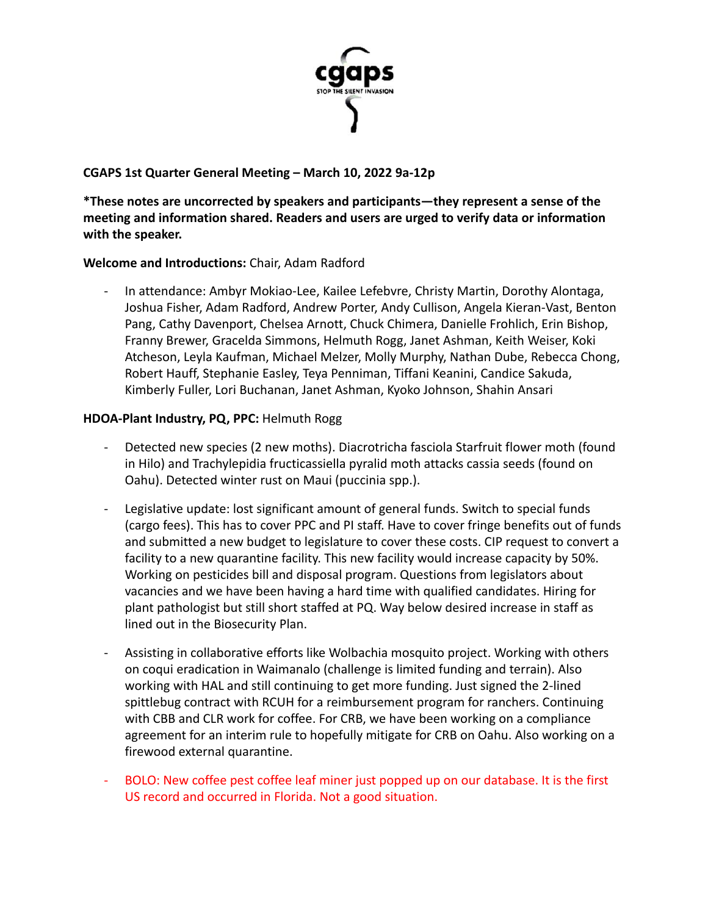**CGAPS 1st Quarter General Meeting – March 10, 2022 9a-12p**

***These notes are uncorrected by speakers and participants—they represent a sense of the meeting and information shared. Readers and users are urged to verify data or information with the speaker.**

**Welcome and Introductions:** Chair, Adam Radford

- In attendance: Ambyr Mokiao-Lee, Kailee Lefebvre, Christy Martin, Dorothy Alontaga, Joshua Fisher, Adam Radford, Andrew Porter, Andy Cullison, Angela Kieran-Vast, Benton Pang, Cathy Davenport, Chelsea Arnott, Chuck Chimera, Danielle Frohlich, Erin Bishop, Franny Brewer, Gracelda Simmons, Helmuth Rogg, Janet Ashman, Keith Weiser, Koki Atcheson, Leyla Kaufman, Michael Melzer, Molly Murphy, Nathan Dube, Rebecca Chong, Robert Hauff, Stephanie Easley, Teya Penniman, Tiffani Keanini, Candice Sakuda, Kimberly Fuller, Lori Buchanan, Janet Ashman, Kyoko Johnson, Shahin Ansari

**HDOA-Plant Industry, PQ, PPC:** Helmuth Rogg

- Detected new species (2 new moths). Diacrotricha fasciola Starfruit flower moth (found in Hilo) and Trachylepidia fructicassiella pyralid moth attacks cassia seeds (found on Oahu). Detected winter rust on Maui (puccinia spp.).
- Legislative update: lost significant amount of general funds. Switch to special funds (cargo fees). This has to cover PPC and PI staff. Have to cover fringe benefits out of funds and submitted a new budget to legislature to cover these costs. CIP request to convert a facility to a new quarantine facility. This new facility would increase capacity by 50%. Working on pesticides bill and disposal program. Questions from legislators about vacancies and we have been having a hard time with qualified candidates. Hiring for plant pathologist but still short staffed at PQ. Way below desired increase in staff as lined out in the Biosecurity Plan.
- Assisting in collaborative efforts like Wolbachia mosquito project. Working with others on coqui eradication in Waimanalo (challenge is limited funding and terrain). Also working with HAL and still continuing to get more funding. Just signed the 2-lined spittlebug contract with RCUH for a reimbursement program for ranchers. Continuing with CBB and CLR work for coffee. For CRB, we have been working on a compliance agreement for an interim rule to hopefully mitigate for CRB on Oahu. Also working on a firewood external quarantine.
- BOLO: New coffee pest coffee leaf miner just popped up on our database. It is the first US record and occurred in Florida. Not a good situation.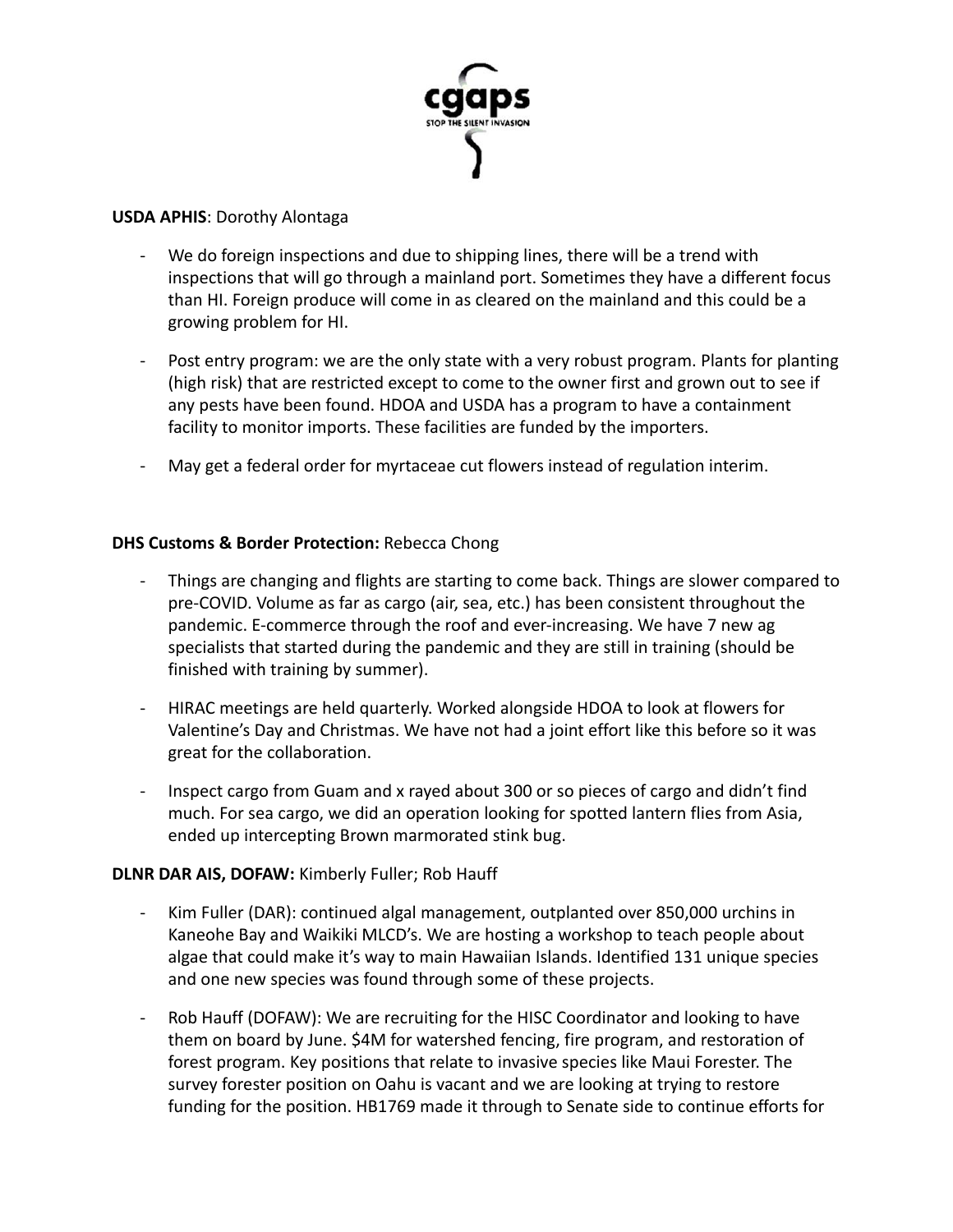**USDA APHIS**: Dorothy Alontaga

- We do foreign inspections and due to shipping lines, there will be a trend with inspections that will go through a mainland port. Sometimes they have a different focus than HI. Foreign produce will come in as cleared on the mainland and this could be a growing problem for HI.

- Post entry program: we are the only state with a very robust program. Plants for planting (high risk) that are restricted except to come to the owner first and grown out to see if any pests have been found. HDOA and USDA has a program to have a containment facility to monitor imports. These facilities are funded by the importers.

- May get a federal order for myrtaceae cut flowers instead of regulation interim.

**DHS Customs & Border Protection:** Rebecca Chong

- Things are changing and flights are starting to come back. Things are slower compared to pre-COVID. Volume as far as cargo (air, sea, etc.) has been consistent throughout the pandemic. E-commerce through the roof and ever-increasing. We have 7 new ag specialists that started during the pandemic and they are still in training (should be finished with training by summer).

- HIRAC meetings are held quarterly. Worked alongside HDOA to look at flowers for Valentine's Day and Christmas. We have not had a joint effort like this before so it was great for the collaboration.

- Inspect cargo from Guam and x rayed about 300 or so pieces of cargo and didn't find much. For sea cargo, we did an operation looking for spotted lantern flies from Asia, ended up intercepting Brown marmorated stink bug.

**DLNR DAR AIS, DOFAW:** Kimberly Fuller; Rob Hauff

- Kim Fuller (DAR): continued algal management, outplanted over 850,000 urchins in Kaneohe Bay and Waikiki MLCD's. We are hosting a workshop to teach people about algae that could make it's way to main Hawaiian Islands. Identified 131 unique species and one new species was found through some of these projects.

- Rob Hauff (DOFAW): We are recruiting for the HISC Coordinator and looking to have them on board by June. $4M for watershed fencing, fire program, and restoration of forest program. Key positions that relate to invasive species like Maui Forester. The survey forester position on Oahu is vacant and we are looking at trying to restore funding for the position. HB1769 made it through to Senate side to continue efforts for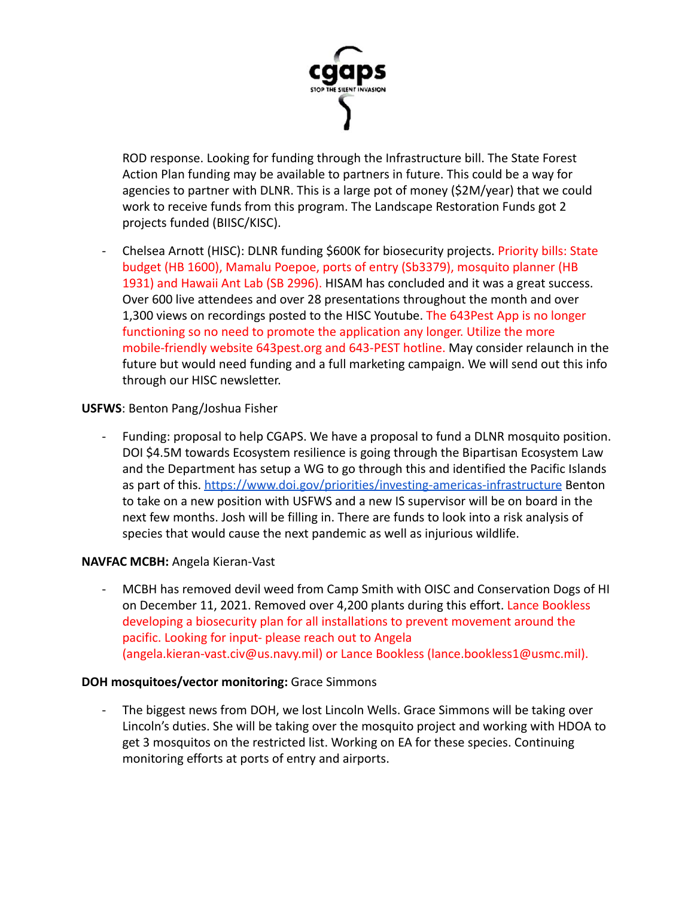ROD response. Looking for funding through the Infrastructure bill. The State Forest Action Plan funding may be available to partners in future. This could be a way for agencies to partner with DLNR. This is a large pot of money ($2M/year) that we could work to receive funds from this program. The Landscape Restoration Funds got 2 projects funded (BIISC/KISC).

- Chelsea Arnott (HISC): DLNR funding $600K for biosecurity projects. Priority bills: State budget (HB 1600), Mamalu Poepoe, ports of entry (Sb3379), mosquito planner (HB 1931) and Hawaii Ant Lab (SB 2996). HISAM has concluded and it was a great success. Over 600 live attendees and over 28 presentations throughout the month and over 1,300 views on recordings posted to the HISC Youtube. The 643Pest App is no longer functioning so no need to promote the application any longer. Utilize the more mobile-friendly website 643pest.org and 643-PEST hotline. May consider relaunch in the future but would need funding and a full marketing campaign. We will send out this info through our HISC newsletter.

**USFWS**: Benton Pang/Joshua Fisher

- Funding: proposal to help CGAPS. We have a proposal to fund a DLNR mosquito position. DOI $4.5M towards Ecosystem resilience is going through the Bipartisan Ecosystem Law and the Department has setup a WG to go through this and identified the Pacific Islands as part of this. https://www.doi.gov/priorities/investing-americas-infrastructure Benton to take on a new position with USFWS and a new IS supervisor will be on board in the next few months. Josh will be filling in. There are funds to look into a risk analysis of species that would cause the next pandemic as well as injurious wildlife.

**NAVFAC MCBH:** Angela Kieran-Vast

- MCBH has removed devil weed from Camp Smith with OISC and Conservation Dogs of HI on December 11, 2021. Removed over 4,200 plants during this effort. Lance Bookless developing a biosecurity plan for all installations to prevent movement around the pacific. Looking for input- please reach out to Angela (angela.kieran-vast.civ@us.navy.mil) or Lance Bookless (lance.bookless1@usmc.mil).

**DOH mosquitoes/vector monitoring:** Grace Simmons

- The biggest news from DOH, we lost Lincoln Wells. Grace Simmons will be taking over Lincoln's duties. She will be taking over the mosquito project and working with HDOA to get 3 mosquitos on the restricted list. Working on EA for these species. Continuing monitoring efforts at ports of entry and airports.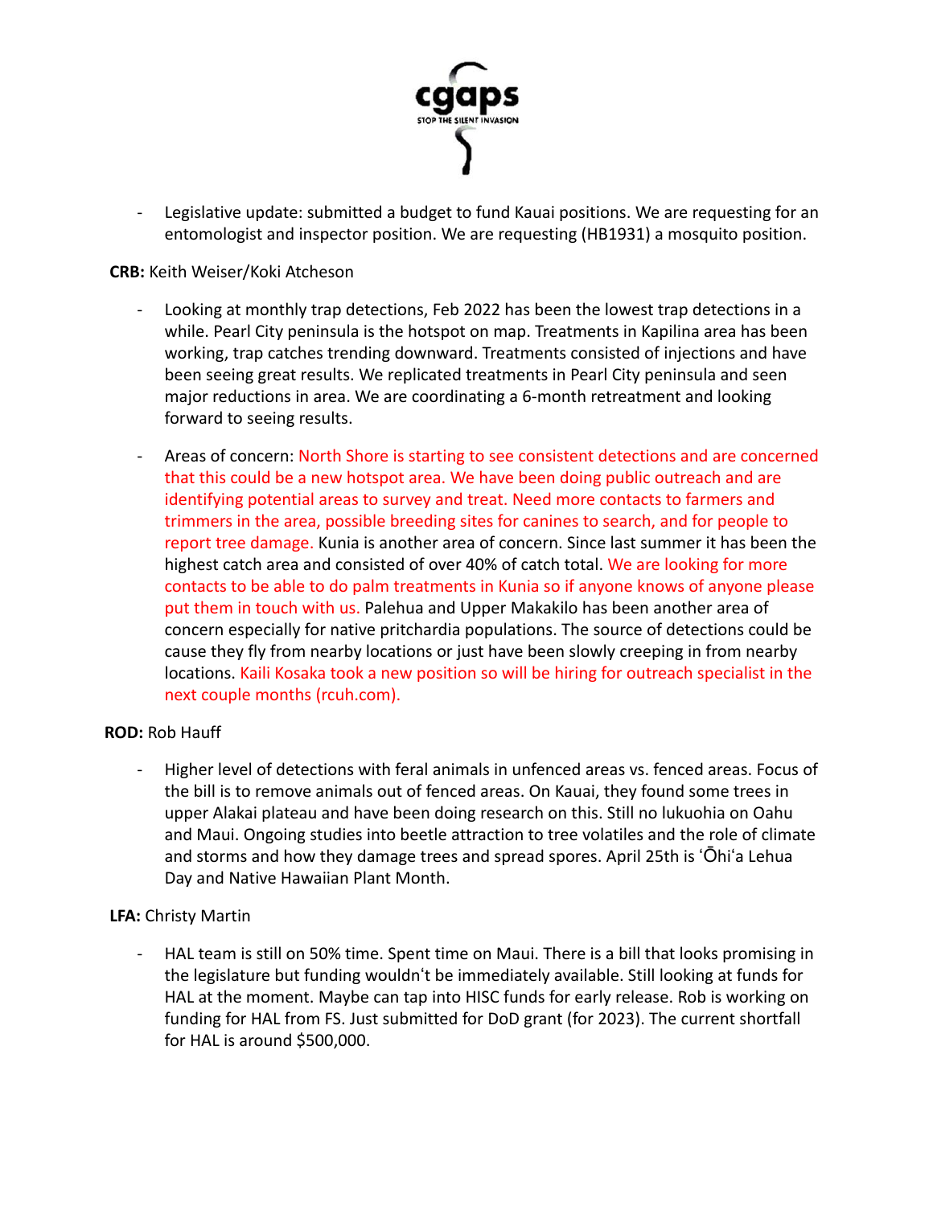- Legislative update: submitted a budget to fund Kauai positions. We are requesting for an entomologist and inspector position. We are requesting (HB1931) a mosquito position.

**CRB:** Keith Weiser/Koki Atcheson

- Looking at monthly trap detections, Feb 2022 has been the lowest trap detections in a while. Pearl City peninsula is the hotspot on map. Treatments in Kapilina area has been working, trap catches trending downward. Treatments consisted of injections and have been seeing great results. We replicated treatments in Pearl City peninsula and seen major reductions in area. We are coordinating a 6-month retreatment and looking forward to seeing results.
- Areas of concern: North Shore is starting to see consistent detections and are concerned that this could be a new hotspot area. We have been doing public outreach and are identifying potential areas to survey and treat. Need more contacts to farmers and trimmers in the area, possible breeding sites for canines to search, and for people to report tree damage. Kunia is another area of concern. Since last summer it has been the highest catch area and consisted of over 40% of catch total. We are looking for more contacts to be able to do palm treatments in Kunia so if anyone knows of anyone please put them in touch with us. Palehua and Upper Makakilo has been another area of concern especially for native pritchardia populations. The source of detections could be cause they fly from nearby locations or just have been slowly creeping in from nearby locations. Kaili Kosaka took a new position so will be hiring for outreach specialist in the next couple months (rcuh.com).

**ROD:** Rob Hauff

- Higher level of detections with feral animals in unfenced areas vs. fenced areas. Focus of the bill is to remove animals out of fenced areas. On Kauai, they found some trees in upper Alakai plateau and have been doing research on this. Still no lukuohia on Oahu and Maui. Ongoing studies into beetle attraction to tree volatiles and the role of climate and storms and how they damage trees and spread spores. April 25th is ʻŌhiʻa Lehua Day and Native Hawaiian Plant Month.

**LFA:** Christy Martin

- HAL team is still on 50% time. Spent time on Maui. There is a bill that looks promising in the legislature but funding wouldn't be immediately available. Still looking at funds for HAL at the moment. Maybe can tap into HISC funds for early release. Rob is working on funding for HAL from FS. Just submitted for DoD grant (for 2023). The current shortfall for HAL is around $500,000.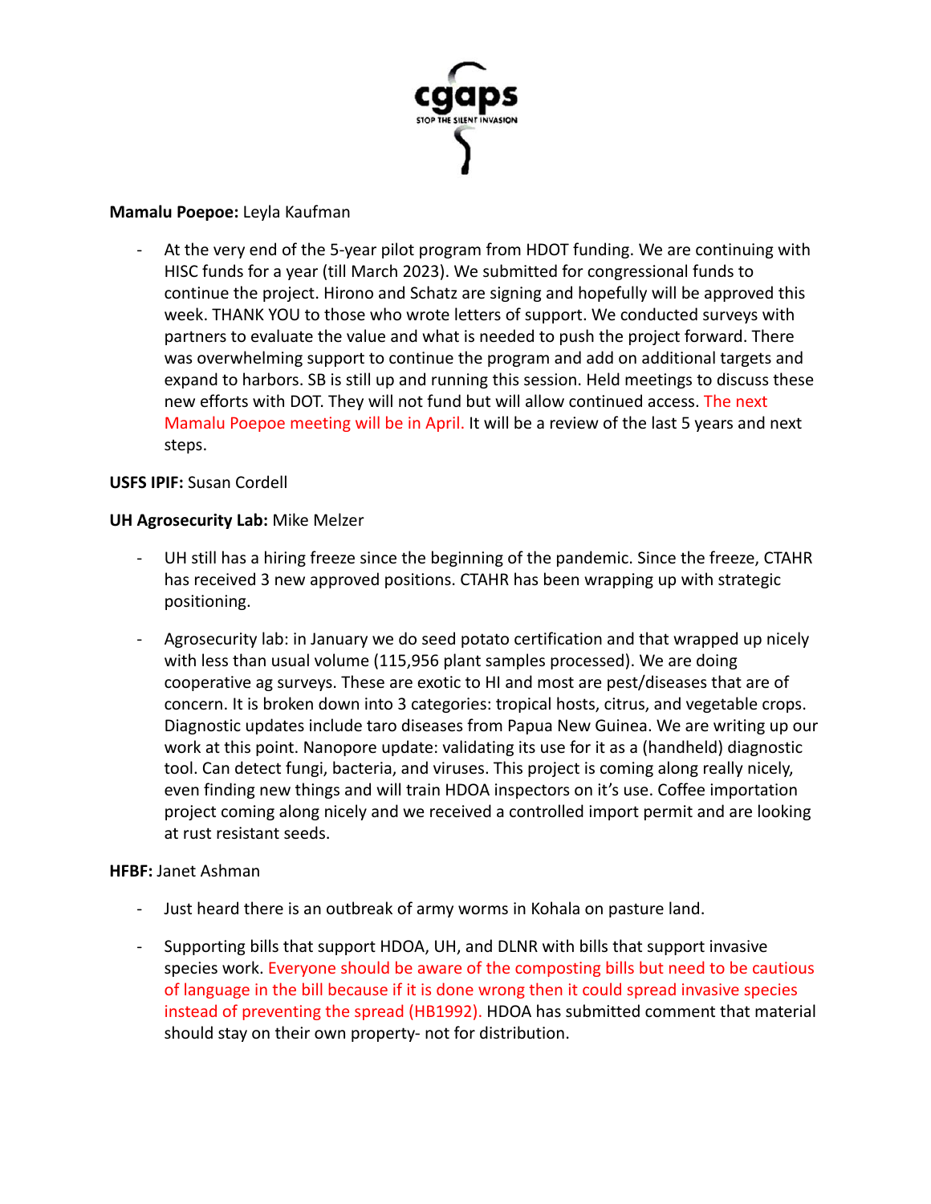**Mamalu Poepoe:** Leyla Kaufman

- At the very end of the 5-year pilot program from HDOT funding. We are continuing with HISC funds for a year (till March 2023). We submitted for congressional funds to continue the project. Hirono and Schatz are signing and hopefully will be approved this week. THANK YOU to those who wrote letters of support. We conducted surveys with partners to evaluate the value and what is needed to push the project forward. There was overwhelming support to continue the program and add on additional targets and expand to harbors. SB is still up and running this session. Held meetings to discuss these new efforts with DOT. They will not fund but will allow continued access. The next Mamalu Poepoe meeting will be in April. It will be a review of the last 5 years and next steps.

**USFS IPIF:** Susan Cordell

**UH Agrosecurity Lab:** Mike Melzer

- UH still has a hiring freeze since the beginning of the pandemic. Since the freeze, CTAHR has received 3 new approved positions. CTAHR has been wrapping up with strategic positioning.
- Agrosecurity lab: in January we do seed potato certification and that wrapped up nicely with less than usual volume (115,956 plant samples processed). We are doing cooperative ag surveys. These are exotic to HI and most are pest/diseases that are of concern. It is broken down into 3 categories: tropical hosts, citrus, and vegetable crops. Diagnostic updates include taro diseases from Papua New Guinea. We are writing up our work at this point. Nanopore update: validating its use for it as a (handheld) diagnostic tool. Can detect fungi, bacteria, and viruses. This project is coming along really nicely, even finding new things and will train HDOA inspectors on it's use. Coffee importation project coming along nicely and we received a controlled import permit and are looking at rust resistant seeds.

**HFBF:** Janet Ashman

- Just heard there is an outbreak of army worms in Kohala on pasture land.
- Supporting bills that support HDOA, UH, and DLNR with bills that support invasive species work. Everyone should be aware of the composting bills but need to be cautious of language in the bill because if it is done wrong then it could spread invasive species instead of preventing the spread (HB1992). HDOA has submitted comment that material should stay on their own property- not for distribution.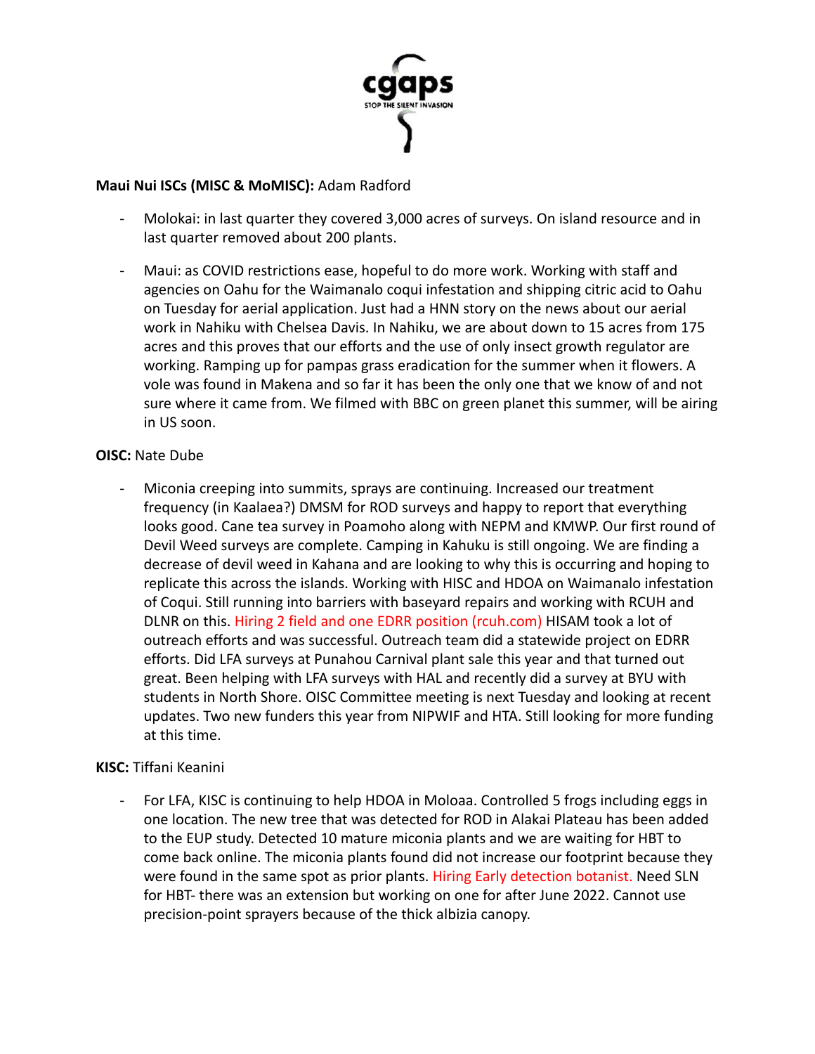**Maui Nui ISCs (MISC & MoMISC):** Adam Radford

- Molokai: in last quarter they covered 3,000 acres of surveys. On island resource and in last quarter removed about 200 plants.

- Maui: as COVID restrictions ease, hopeful to do more work. Working with staff and agencies on Oahu for the Waimanalo coqui infestation and shipping citric acid to Oahu on Tuesday for aerial application. Just had a HNN story on the news about our aerial work in Nahiku with Chelsea Davis. In Nahiku, we are about down to 15 acres from 175 acres and this proves that our efforts and the use of only insect growth regulator are working. Ramping up for pampas grass eradication for the summer when it flowers. A vole was found in Makena and so far it has been the only one that we know of and not sure where it came from. We filmed with BBC on green planet this summer, will be airing in US soon.

**OISC:** Nate Dube

- Miconia creeping into summits, sprays are continuing. Increased our treatment frequency (in Kaalaea?) DMSM for ROD surveys and happy to report that everything looks good. Cane tea survey in Poamoho along with NEPM and KMWP. Our first round of Devil Weed surveys are complete. Camping in Kahuku is still ongoing. We are finding a decrease of devil weed in Kahana and are looking to why this is occurring and hoping to replicate this across the islands. Working with HISC and HDOA on Waimanalo infestation of Coqui. Still running into barriers with baseyard repairs and working with RCUH and DLNR on this. Hiring 2 field and one EDRR position (rcuh.com) HISAM took a lot of outreach efforts and was successful. Outreach team did a statewide project on EDRR efforts. Did LFA surveys at Punahou Carnival plant sale this year and that turned out great. Been helping with LFA surveys with HAL and recently did a survey at BYU with students in North Shore. OISC Committee meeting is next Tuesday and looking at recent updates. Two new funders this year from NIPWIF and HTA. Still looking for more funding at this time.

**KISC:** Tiffani Keanini

- For LFA, KISC is continuing to help HDOA in Moloaa. Controlled 5 frogs including eggs in one location. The new tree that was detected for ROD in Alakai Plateau has been added to the EUP study. Detected 10 mature miconia plants and we are waiting for HBT to come back online. The miconia plants found did not increase our footprint because they were found in the same spot as prior plants. Hiring Early detection botanist. Need SLN for HBT- there was an extension but working on one for after June 2022. Cannot use precision-point sprayers because of the thick albizia canopy.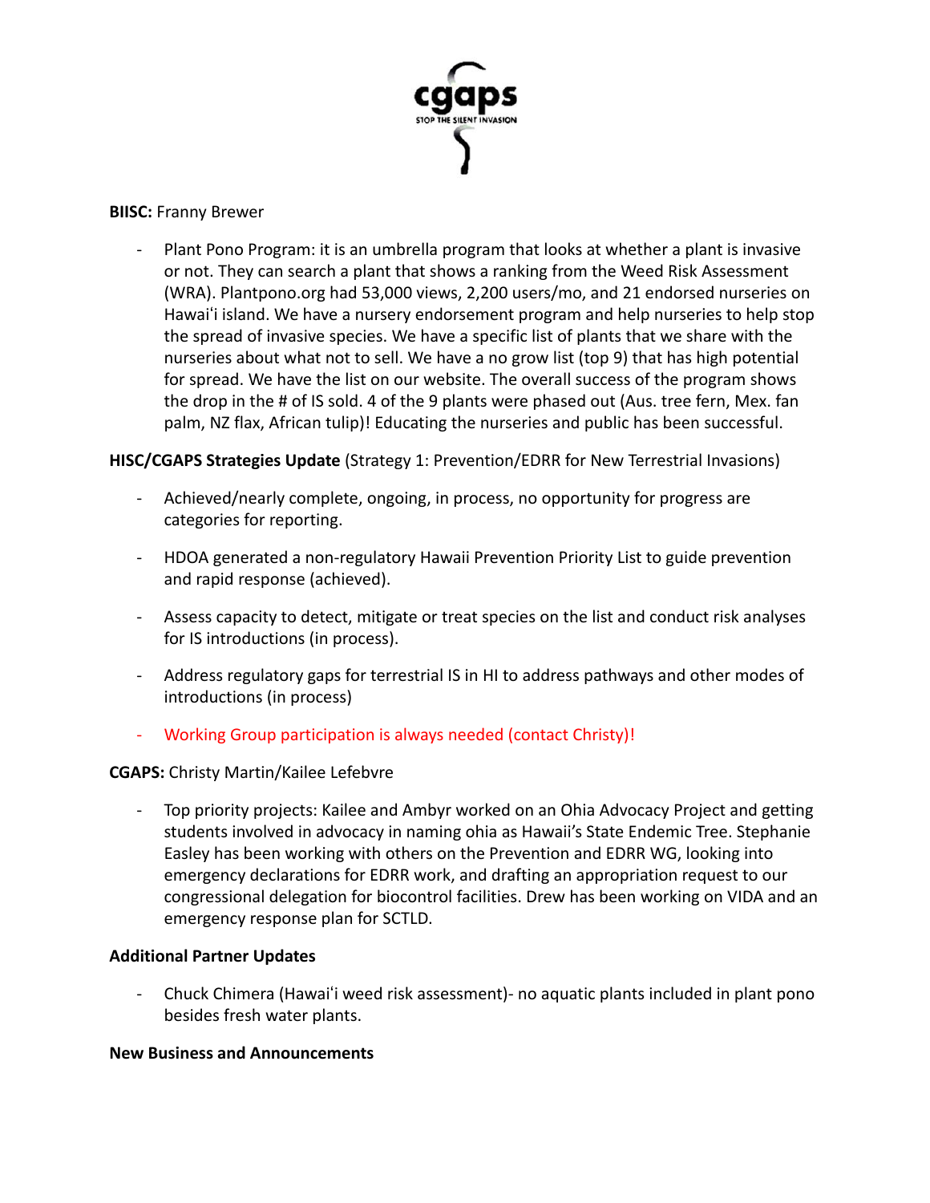**BIISC:** Franny Brewer

- Plant Pono Program: it is an umbrella program that looks at whether a plant is invasive or not. They can search a plant that shows a ranking from the Weed Risk Assessment (WRA). Plantpono.org had 53,000 views, 2,200 users/mo, and 21 endorsed nurseries on Hawaiʻi island. We have a nursery endorsement program and help nurseries to help stop the spread of invasive species. We have a specific list of plants that we share with the nurseries about what not to sell. We have a no grow list (top 9) that has high potential for spread. We have the list on our website. The overall success of the program shows the drop in the # of IS sold. 4 of the 9 plants were phased out (Aus. tree fern, Mex. fan palm, NZ flax, African tulip)! Educating the nurseries and public has been successful.

**HISC/CGAPS Strategies Update** (Strategy 1: Prevention/EDRR for New Terrestrial Invasions)

- Achieved/nearly complete, ongoing, in process, no opportunity for progress are categories for reporting.
- HDOA generated a non-regulatory Hawaii Prevention Priority List to guide prevention and rapid response (achieved).
- Assess capacity to detect, mitigate or treat species on the list and conduct risk analyses for IS introductions (in process).
- Address regulatory gaps for terrestrial IS in HI to address pathways and other modes of introductions (in process)
- Working Group participation is always needed (contact Christy)!

**CGAPS:** Christy Martin/Kailee Lefebvre

- Top priority projects: Kailee and Ambyr worked on an Ohia Advocacy Project and getting students involved in advocacy in naming ohia as Hawaii's State Endemic Tree. Stephanie Easley has been working with others on the Prevention and EDRR WG, looking into emergency declarations for EDRR work, and drafting an appropriation request to our congressional delegation for biocontrol facilities. Drew has been working on VIDA and an emergency response plan for SCTLD.

**Additional Partner Updates**

- Chuck Chimera (Hawaiʻi weed risk assessment)- no aquatic plants included in plant pono besides fresh water plants.

**New Business and Announcements**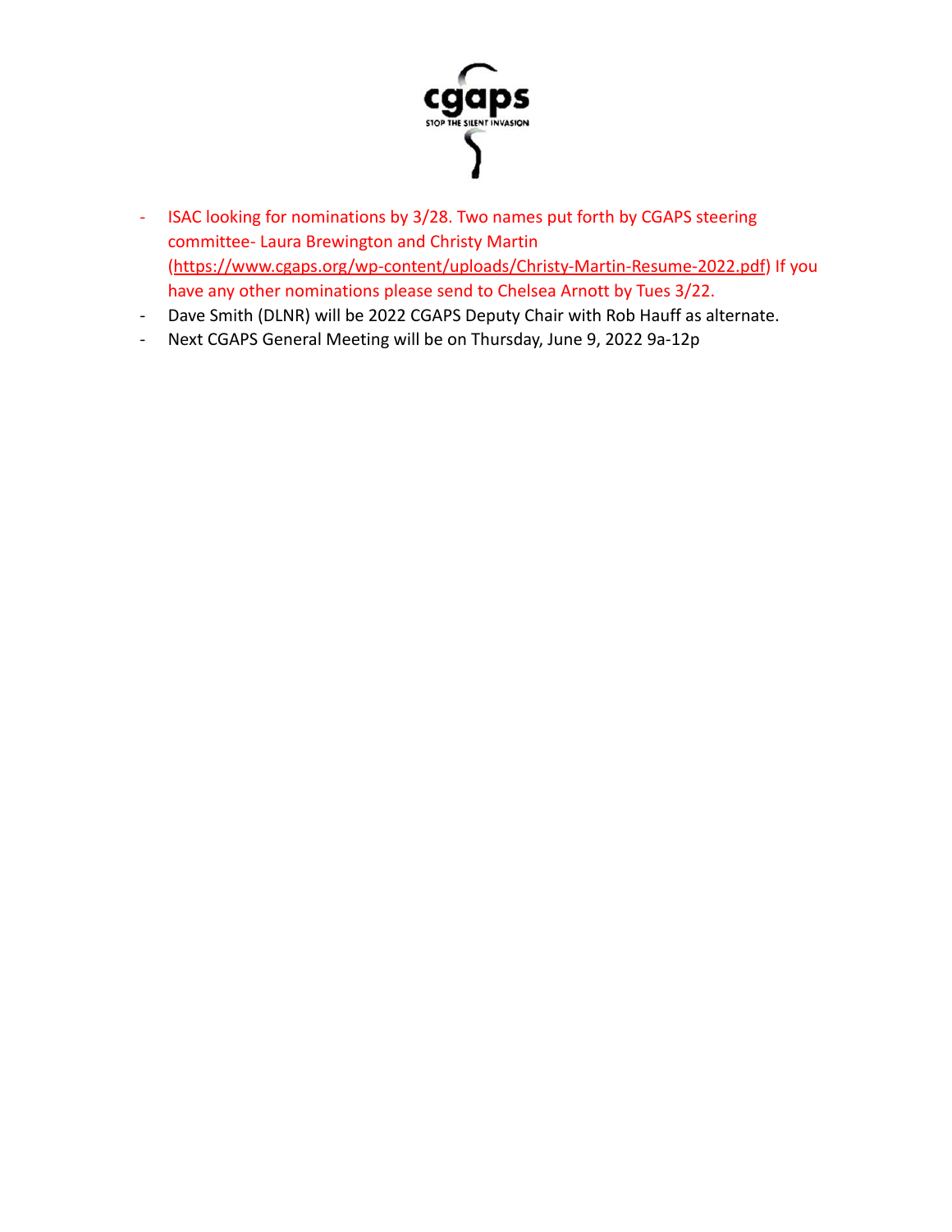- ISAC looking for nominations by 3/28. Two names put forth by CGAPS steering committee- Laura Brewington and Christy Martin (https://www.cgaps.org/wp-content/uploads/Christy-Martin-Resume-2022.pdf) If you have any other nominations please send to Chelsea Arnott by Tues 3/22.
- Dave Smith (DLNR) will be 2022 CGAPS Deputy Chair with Rob Hauff as alternate.
- Next CGAPS General Meeting will be on Thursday, June 9, 2022 9a-12p